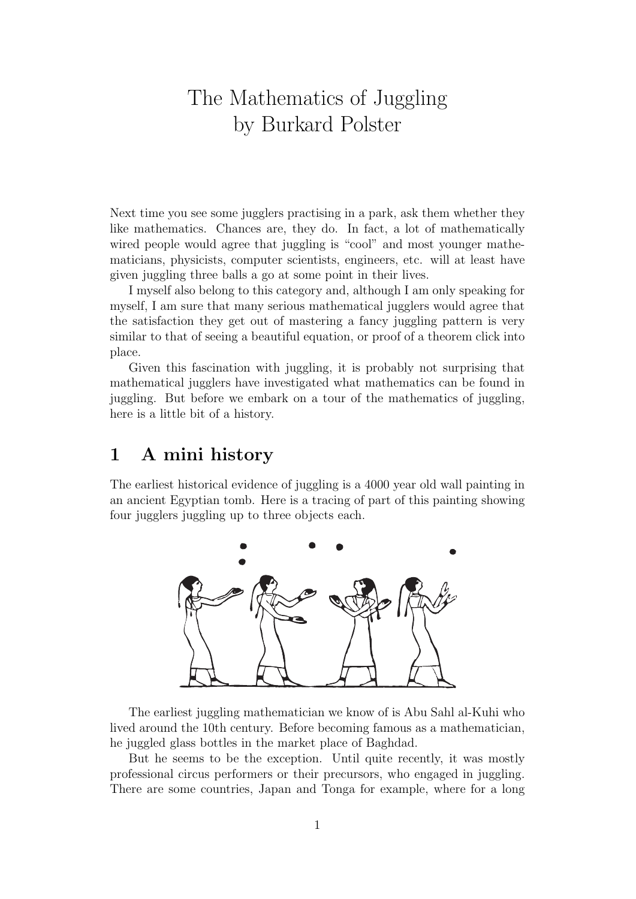# The Mathematics of Juggling
# by Burkard Polster

Next time you see some jugglers practising in a park, ask them whether they like mathematics. Chances are, they do. In fact, a lot of mathematically wired people would agree that juggling is "cool" and most younger mathematicians, physicists, computer scientists, engineers, etc. will at least have given juggling three balls a go at some point in their lives.

I myself also belong to this category and, although I am only speaking for myself, I am sure that many serious mathematical jugglers would agree that the satisfaction they get out of mastering a fancy juggling pattern is very similar to that of seeing a beautiful equation, or proof of a theorem click into place.

Given this fascination with juggling, it is probably not surprising that mathematical jugglers have investigated what mathematics can be found in juggling. But before we embark on a tour of the mathematics of juggling, here is a little bit of a history.

## 1 A mini history

The earliest historical evidence of juggling is a 4000 year old wall painting in an ancient Egyptian tomb. Here is a tracing of part of this painting showing four jugglers juggling up to three objects each.

The earliest juggling mathematician we know of is Abu Sahl al-Kuhi who lived around the 10th century. Before becoming famous as a mathematician, he juggled glass bottles in the market place of Baghdad.

But he seems to be the exception. Until quite recently, it was mostly professional circus performers or their precursors, who engaged in juggling. There are some countries, Japan and Tonga for example, where for a long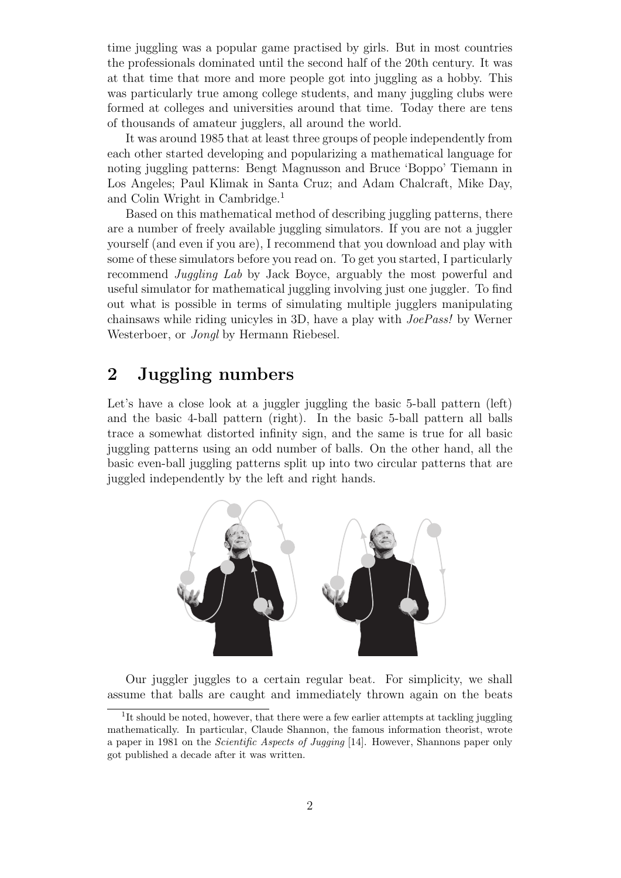time juggling was a popular game practised by girls. But in most countries the professionals dominated until the second half of the 20th century. It was at that time that more and more people got into juggling as a hobby. This was particularly true among college students, and many juggling clubs were formed at colleges and universities around that time. Today there are tens of thousands of amateur jugglers, all around the world.

It was around 1985 that at least three groups of people independently from each other started developing and popularizing a mathematical language for noting juggling patterns: Bengt Magnusson and Bruce 'Boppo' Tiemann in Los Angeles; Paul Klimak in Santa Cruz; and Adam Chalcraft, Mike Day, and Colin Wright in Cambridge.[1]

Based on this mathematical method of describing juggling patterns, there are a number of freely available juggling simulators. If you are not a juggler yourself (and even if you are), I recommend that you download and play with some of these simulators before you read on. To get you started, I particularly recommend *Juggling Lab* by Jack Boyce, arguably the most powerful and useful simulator for mathematical juggling involving just one juggler. To find out what is possible in terms of simulating multiple jugglers manipulating chainsaws while riding unicyles in 3D, have a play with *JoePass!* by Werner Westerboer, or *Jongl* by Hermann Riebesel.

## 2 Juggling numbers

Let's have a close look at a juggler juggling the basic 5-ball pattern (left) and the basic 4-ball pattern (right). In the basic 5-ball pattern all balls trace a somewhat distorted infinity sign, and the same is true for all basic juggling patterns using an odd number of balls. On the other hand, all the basic even-ball juggling patterns split up into two circular patterns that are juggled independently by the left and right hands.

Our juggler juggles to a certain regular beat. For simplicity, we shall assume that balls are caught and immediately thrown again on the beats

[1] It should be noted, however, that there were a few earlier attempts at tackling juggling mathematically. In particular, Claude Shannon, the famous information theorist, wrote a paper in 1981 on the *Scientific Aspects of Jugging* [14]. However, Shannons paper only got published a decade after it was written.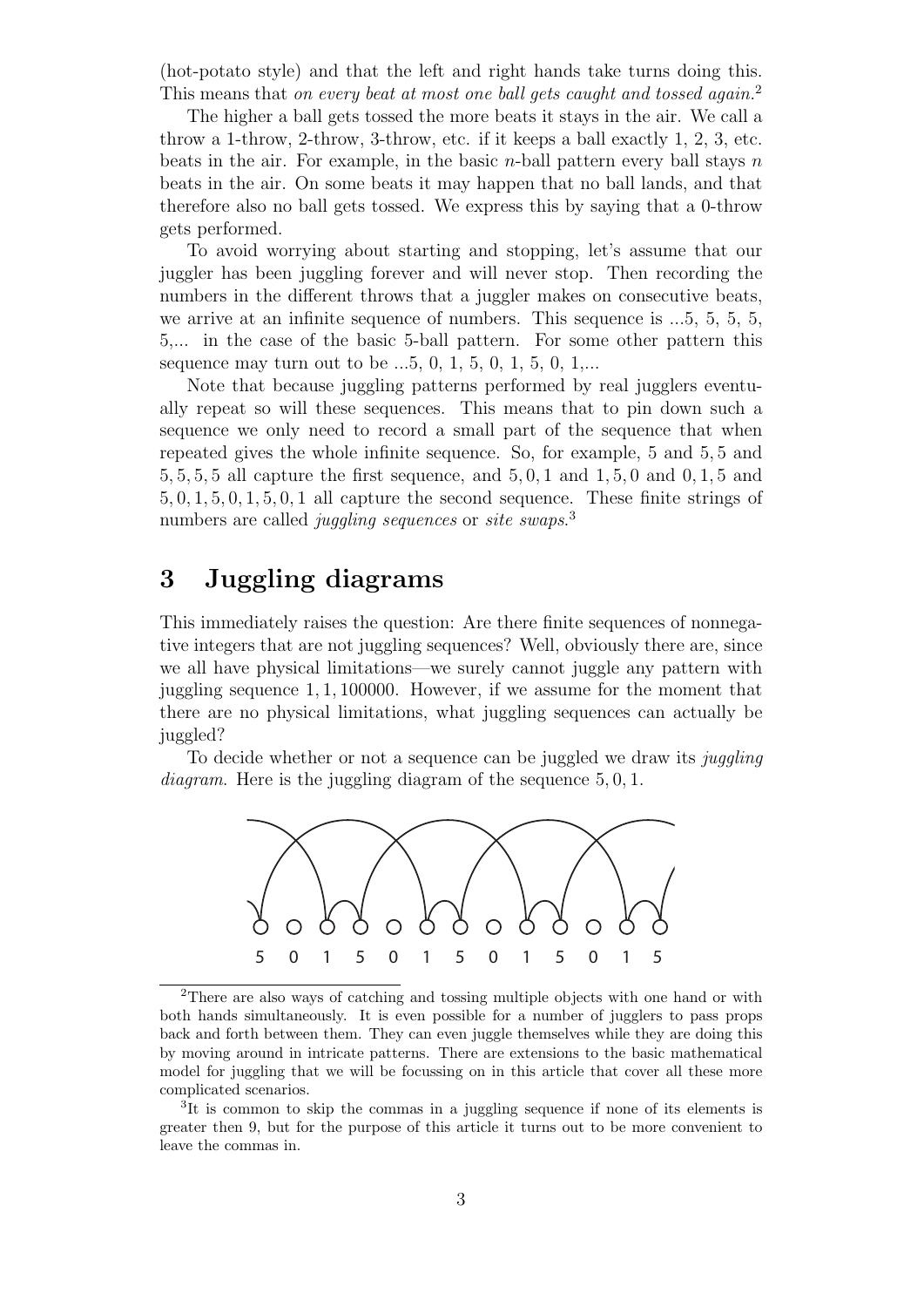(hot-potato style) and that the left and right hands take turns doing this. This means that *on every beat at most one ball gets caught and tossed again.*[2]

The higher a ball gets tossed the more beats it stays in the air. We call a throw a 1-throw, 2-throw, 3-throw, etc. if it keeps a ball exactly 1, 2, 3, etc. beats in the air. For example, in the basic $n$-ball pattern every ball stays $n$ beats in the air. On some beats it may happen that no ball lands, and that therefore also no ball gets tossed. We express this by saying that a 0-throw gets performed.

To avoid worrying about starting and stopping, let's assume that our juggler has been juggling forever and will never stop. Then recording the numbers in the different throws that a juggler makes on consecutive beats, we arrive at an infinite sequence of numbers. This sequence is ...5, 5, 5, 5, 5,... in the case of the basic 5-ball pattern. For some other pattern this sequence may turn out to be ...5, 0, 1, 5, 0, 1, 5, 0, 1,...

Note that because juggling patterns performed by real jugglers eventually repeat so will these sequences. This means that to pin down such a sequence we only need to record a small part of the sequence that when repeated gives the whole infinite sequence. So, for example, 5 and 5, 5 and 5, 5, 5, 5 all capture the first sequence, and 5, 0, 1 and 1, 5, 0 and 0, 1, 5 and 5, 0, 1, 5, 0, 1, 5, 0, 1 all capture the second sequence. These finite strings of numbers are called *juggling sequences* or *site swaps*.[3]

## 3 Juggling diagrams

This immediately raises the question: Are there finite sequences of nonnegative integers that are not juggling sequences? Well, obviously there are, since we all have physical limitations—we surely cannot juggle any pattern with juggling sequence 1, 1, 100000. However, if we assume for the moment that there are no physical limitations, what juggling sequences can actually be juggled?

To decide whether or not a sequence can be juggled we draw its *juggling diagram*. Here is the juggling diagram of the sequence 5, 0, 1.

5 0 1 5 0 1 5 0 1 5 0 1 5

---

[2] There are also ways of catching and tossing multiple objects with one hand or with both hands simultaneously. It is even possible for a number of jugglers to pass props back and forth between them. They can even juggle themselves while they are doing this by moving around in intricate patterns. There are extensions to the basic mathematical model for juggling that we will be focussing on in this article that cover all these more complicated scenarios.

[3] It is common to skip the commas in a juggling sequence if none of its elements is greater then 9, but for the purpose of this article it turns out to be more convenient to leave the commas in.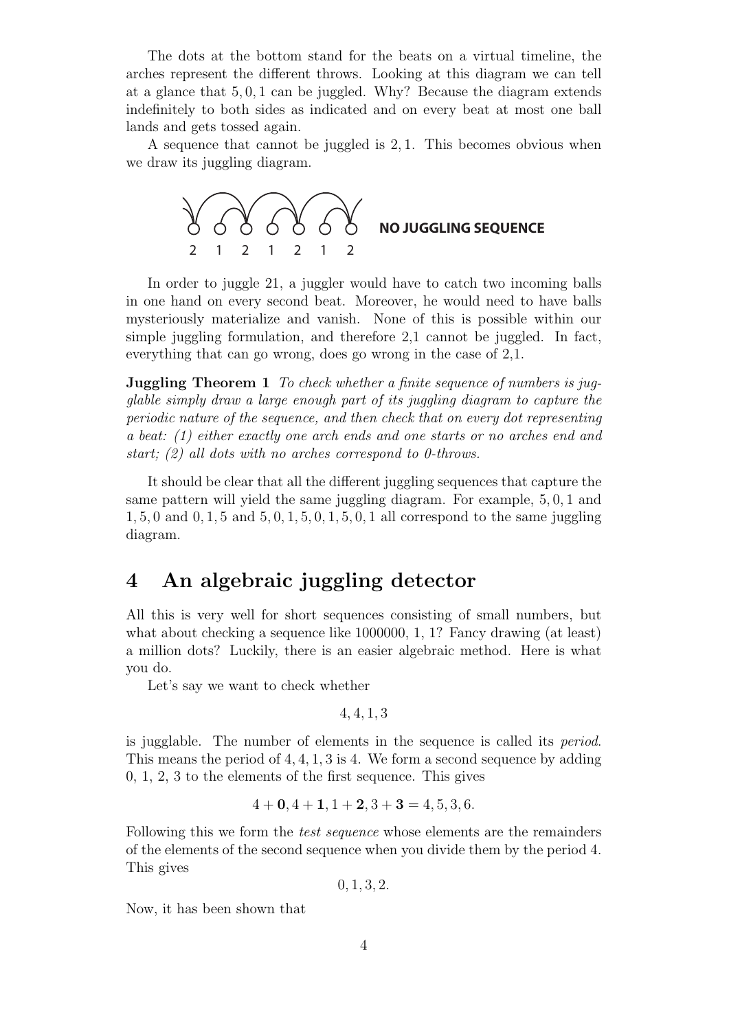The dots at the bottom stand for the beats on a virtual timeline, the arches represent the different throws. Looking at this diagram we can tell at a glance that $5, 0, 1$ can be juggled. Why? Because the diagram extends indefinitely to both sides as indicated and on every beat at most one ball lands and gets tossed again.

A sequence that cannot be juggled is $2, 1$. This becomes obvious when we draw its juggling diagram.

2 1 2 1 2 1 2 **NO JUGGLING SEQUENCE**

In order to juggle 21, a juggler would have to catch two incoming balls in one hand on every second beat. Moreover, he would need to have balls mysteriously materialize and vanish. None of this is possible within our simple juggling formulation, and therefore 2,1 cannot be juggled. In fact, everything that can go wrong, does go wrong in the case of 2,1.

**Juggling Theorem 1** *To check whether a finite sequence of numbers is jugglable simply draw a large enough part of its juggling diagram to capture the periodic nature of the sequence, and then check that on every dot representing a beat: (1) either exactly one arch ends and one starts or no arches end and start; (2) all dots with no arches correspond to 0-throws.*

It should be clear that all the different juggling sequences that capture the same pattern will yield the same juggling diagram. For example, $5, 0, 1$ and $1, 5, 0$ and $0, 1, 5$ and $5, 0, 1, 5, 0, 1, 5, 0, 1$ all correspond to the same juggling diagram.

# 4 An algebraic juggling detector

All this is very well for short sequences consisting of small numbers, but what about checking a sequence like 1000000, 1, 1? Fancy drawing (at least) a million dots? Luckily, there is an easier algebraic method. Here is what you do.

Let's say we want to check whether

$$4, 4, 1, 3$$

is jugglable. The number of elements in the sequence is called its *period*. This means the period of $4, 4, 1, 3$ is 4. We form a second sequence by adding 0, 1, 2, 3 to the elements of the first sequence. This gives

$$4 + \mathbf{0}, 4 + \mathbf{1}, 1 + \mathbf{2}, 3 + \mathbf{3} = 4, 5, 3, 6.$$

Following this we form the *test sequence* whose elements are the remainders of the elements of the second sequence when you divide them by the period 4. This gives

$$0, 1, 3, 2.$$

Now, it has been shown that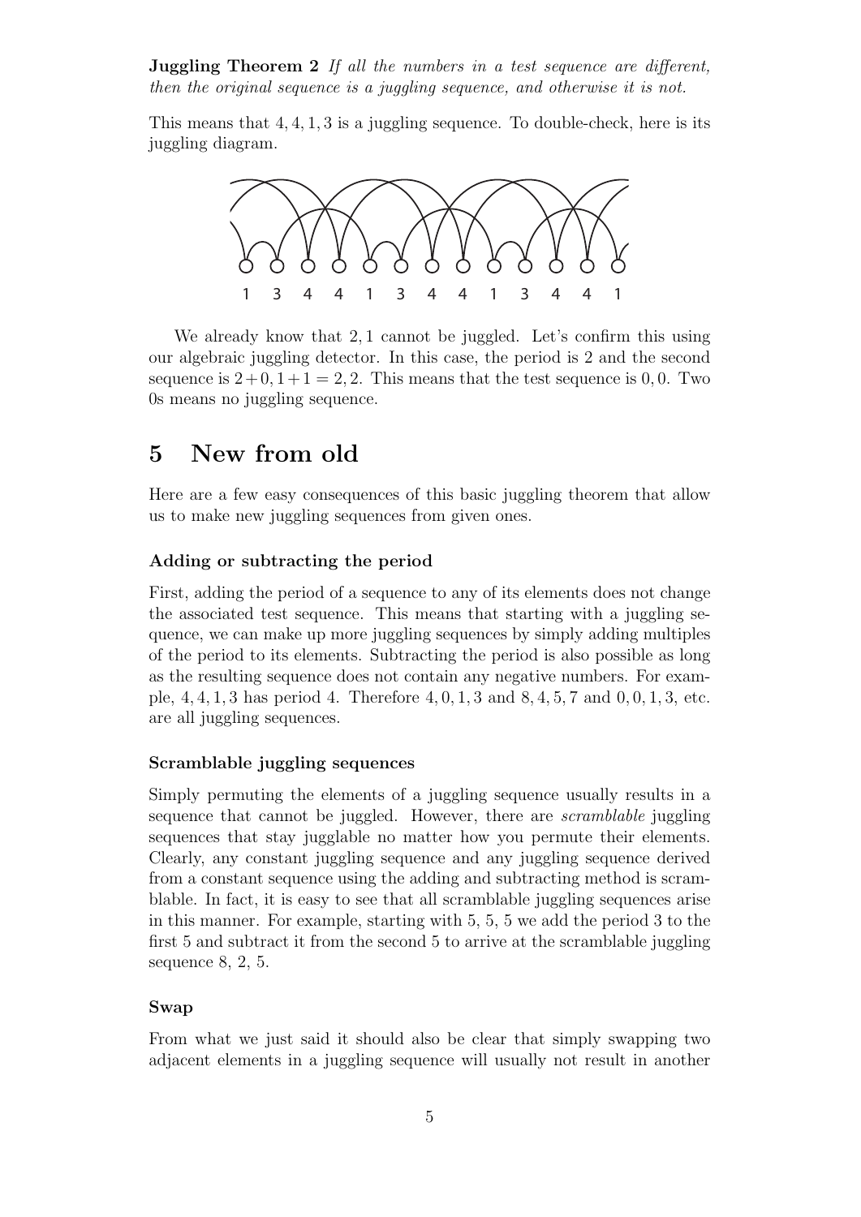**Juggling Theorem 2** *If all the numbers in a test sequence are different, then the original sequence is a juggling sequence, and otherwise it is not.*

This means that $4, 4, 1, 3$ is a juggling sequence. To double-check, here is its juggling diagram.

We already know that $2, 1$ cannot be juggled. Let's confirm this using our algebraic juggling detector. In this case, the period is 2 and the second sequence is $2+0, 1+1 = 2, 2$. This means that the test sequence is $0, 0$. Two 0s means no juggling sequence.

# 5 New from old

Here are a few easy consequences of this basic juggling theorem that allow us to make new juggling sequences from given ones.

### Adding or subtracting the period

First, adding the period of a sequence to any of its elements does not change the associated test sequence. This means that starting with a juggling sequence, we can make up more juggling sequences by simply adding multiples of the period to its elements. Subtracting the period is also possible as long as the resulting sequence does not contain any negative numbers. For example, $4, 4, 1, 3$ has period 4. Therefore $4, 0, 1, 3$ and $8, 4, 5, 7$ and $0, 0, 1, 3$, etc. are all juggling sequences.

### Scramblable juggling sequences

Simply permuting the elements of a juggling sequence usually results in a sequence that cannot be juggled. However, there are *scramblable* juggling sequences that stay jugglable no matter how you permute their elements. Clearly, any constant juggling sequence and any juggling sequence derived from a constant sequence using the adding and subtracting method is scramblable. In fact, it is easy to see that all scramblable juggling sequences arise in this manner. For example, starting with 5, 5, 5 we add the period 3 to the first 5 and subtract it from the second 5 to arrive at the scramblable juggling sequence 8, 2, 5.

### Swap

From what we just said it should also be clear that simply swapping two adjacent elements in a juggling sequence will usually not result in another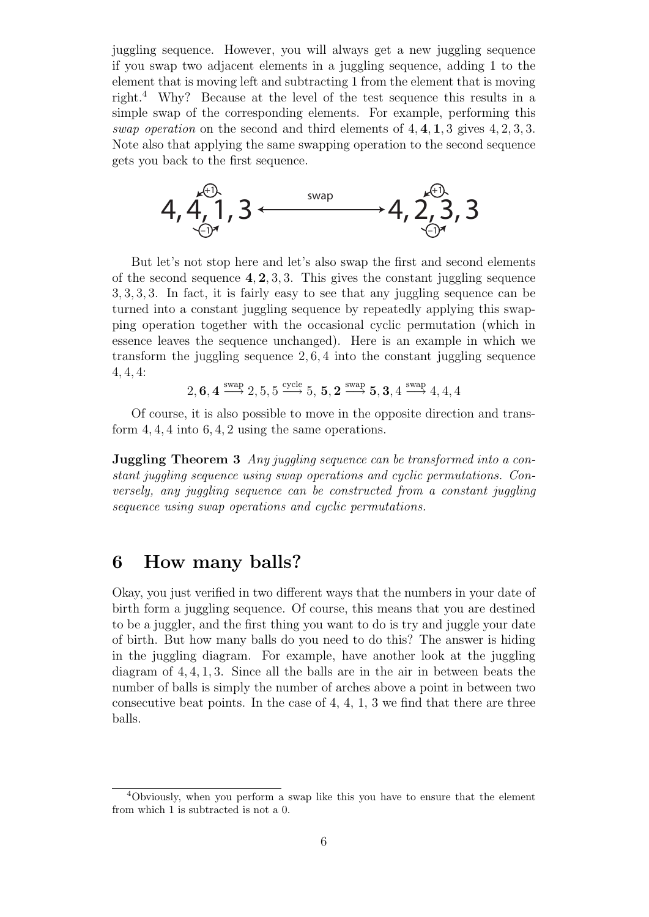juggling sequence. However, you will always get a new juggling sequence if you swap two adjacent elements in a juggling sequence, adding 1 to the element that is moving left and subtracting 1 from the element that is moving right.[4] Why? Because at the level of the test sequence this results in a simple swap of the corresponding elements. For example, performing this *swap operation* on the second and third elements of $4, \mathbf{4}, \mathbf{1}, 3$ gives $4, 2, 3, 3$. Note also that applying the same swapping operation to the second sequence gets you back to the first sequence.

$$4, 4, 1, 3 \xleftrightarrow{\text{swap}} 4, 2, 3, 3$$

But let's not stop here and let's also swap the first and second elements of the second sequence $\mathbf{4}, \mathbf{2}, 3, 3$. This gives the constant juggling sequence $3, 3, 3, 3$. In fact, it is fairly easy to see that any juggling sequence can be turned into a constant juggling sequence by repeatedly applying this swapping operation together with the occasional cyclic permutation (which in essence leaves the sequence unchanged). Here is an example in which we transform the juggling sequence $2, 6, 4$ into the constant juggling sequence $4, 4, 4$:

$$2, \mathbf{6}, \mathbf{4} \xrightarrow{\text{swap}} 2, 5, 5 \xrightarrow{\text{cycle}} 5, \mathbf{5}, \mathbf{2} \xrightarrow{\text{swap}} \mathbf{5}, \mathbf{3}, 4 \xrightarrow{\text{swap}} 4, 4, 4$$

Of course, it is also possible to move in the opposite direction and transform $4, 4, 4$ into $6, 4, 2$ using the same operations.

**Juggling Theorem 3** *Any juggling sequence can be transformed into a constant juggling sequence using swap operations and cyclic permutations. Conversely, any juggling sequence can be constructed from a constant juggling sequence using swap operations and cyclic permutations.*

## 6 How many balls?

Okay, you just verified in two different ways that the numbers in your date of birth form a juggling sequence. Of course, this means that you are destined to be a juggler, and the first thing you want to do is try and juggle your date of birth. But how many balls do you need to do this? The answer is hiding in the juggling diagram. For example, have another look at the juggling diagram of $4, 4, 1, 3$. Since all the balls are in the air in between beats the number of balls is simply the number of arches above a point in between two consecutive beat points. In the case of 4, 4, 1, 3 we find that there are three balls.

[4] Obviously, when you perform a swap like this you have to ensure that the element from which 1 is subtracted is not a 0.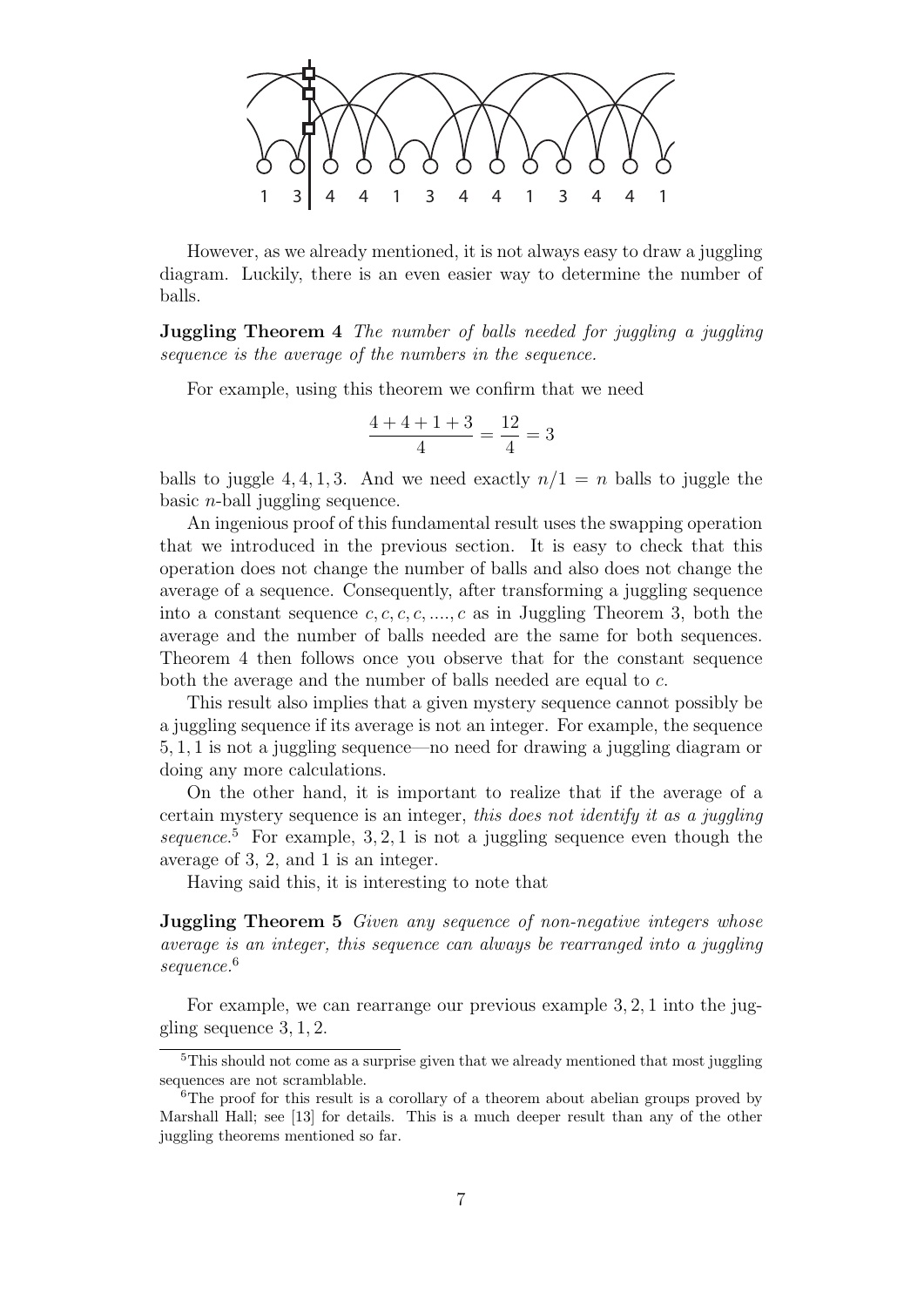1 3 | 4 4 1 3 4 4 1 3 4 4 1

However, as we already mentioned, it is not always easy to draw a juggling diagram. Luckily, there is an even easier way to determine the number of balls.

**Juggling Theorem 4** *The number of balls needed for juggling a juggling sequence is the average of the numbers in the sequence.*

For example, using this theorem we confirm that we need

$$\frac{4+4+1+3}{4} = \frac{12}{4} = 3$$

balls to juggle 4, 4, 1, 3. And we need exactly $n/1 = n$ balls to juggle the basic $n$-ball juggling sequence.

An ingenious proof of this fundamental result uses the swapping operation that we introduced in the previous section. It is easy to check that this operation does not change the number of balls and also does not change the average of a sequence. Consequently, after transforming a juggling sequence into a constant sequence $c, c, c, c, ...., c$ as in Juggling Theorem 3, both the average and the number of balls needed are the same for both sequences. Theorem 4 then follows once you observe that for the constant sequence both the average and the number of balls needed are equal to $c$.

This result also implies that a given mystery sequence cannot possibly be a juggling sequence if its average is not an integer. For example, the sequence 5, 1, 1 is not a juggling sequence—no need for drawing a juggling diagram or doing any more calculations.

On the other hand, it is important to realize that if the average of a certain mystery sequence is an integer, *this does not identify it as a juggling sequence.*[5] For example, 3, 2, 1 is not a juggling sequence even though the average of 3, 2, and 1 is an integer.

Having said this, it is interesting to note that

**Juggling Theorem 5** *Given any sequence of non-negative integers whose average is an integer, this sequence can always be rearranged into a juggling sequence.*[6]

For example, we can rearrange our previous example 3, 2, 1 into the juggling sequence 3, 1, 2.

---

[5] This should not come as a surprise given that we already mentioned that most juggling sequences are not scramblable.

[6] The proof for this result is a corollary of a theorem about abelian groups proved by Marshall Hall; see [13] for details. This is a much deeper result than any of the other juggling theorems mentioned so far.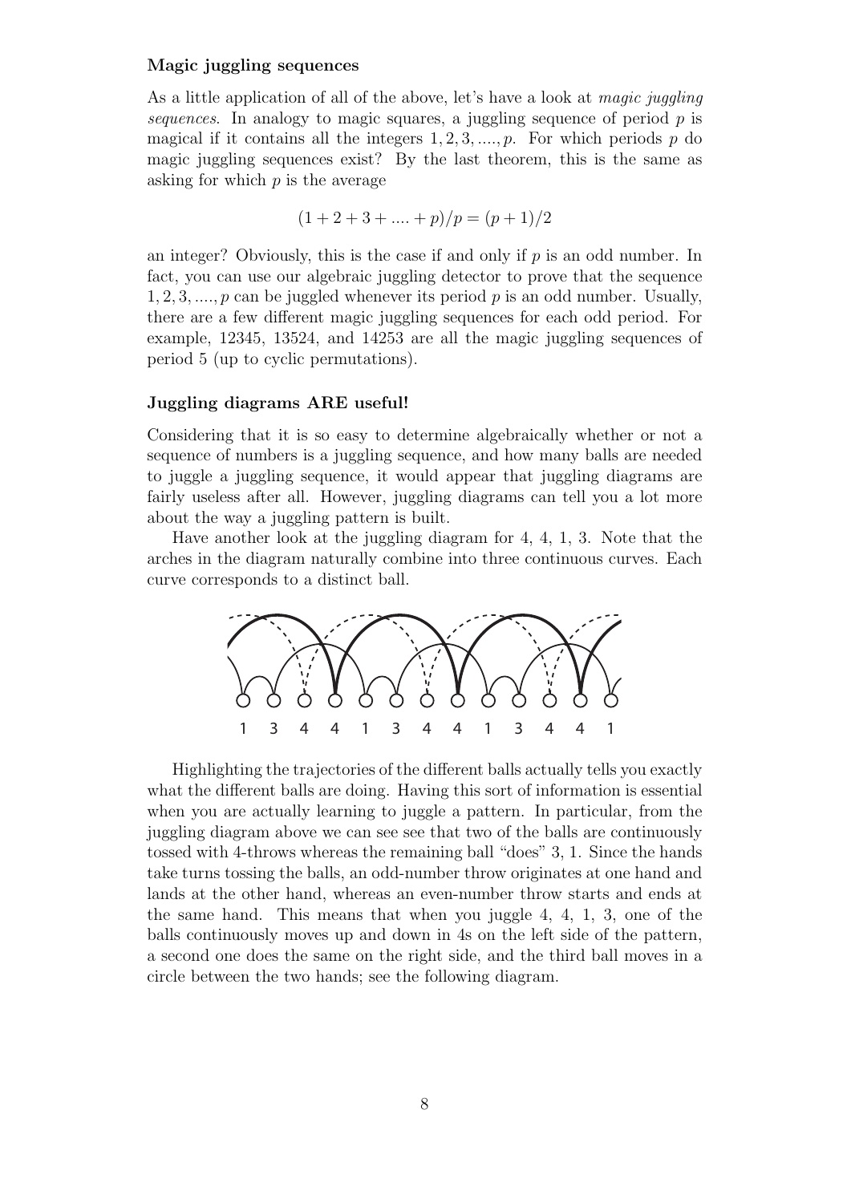### Magic juggling sequences

As a little application of all of the above, let's have a look at *magic juggling sequences*. In analogy to magic squares, a juggling sequence of period $p$ is magical if it contains all the integers $1, 2, 3, ...., p$. For which periods $p$ do magic juggling sequences exist? By the last theorem, this is the same as asking for which $p$ is the average

$$(1 + 2 + 3 + .... + p)/p = (p + 1)/2$$

an integer? Obviously, this is the case if and only if $p$ is an odd number. In fact, you can use our algebraic juggling detector to prove that the sequence $1, 2, 3, ...., p$ can be juggled whenever its period $p$ is an odd number. Usually, there are a few different magic juggling sequences for each odd period. For example, 12345, 13524, and 14253 are all the magic juggling sequences of period 5 (up to cyclic permutations).

### Juggling diagrams ARE useful!

Considering that it is so easy to determine algebraically whether or not a sequence of numbers is a juggling sequence, and how many balls are needed to juggle a juggling sequence, it would appear that juggling diagrams are fairly useless after all. However, juggling diagrams can tell you a lot more about the way a juggling pattern is built.

Have another look at the juggling diagram for 4, 4, 1, 3. Note that the arches in the diagram naturally combine into three continuous curves. Each curve corresponds to a distinct ball.

1 3 4 4 1 3 4 4 1 3 4 4 1

Highlighting the trajectories of the different balls actually tells you exactly what the different balls are doing. Having this sort of information is essential when you are actually learning to juggle a pattern. In particular, from the juggling diagram above we can see see that two of the balls are continuously tossed with 4-throws whereas the remaining ball "does" 3, 1. Since the hands take turns tossing the balls, an odd-number throw originates at one hand and lands at the other hand, whereas an even-number throw starts and ends at the same hand. This means that when you juggle 4, 4, 1, 3, one of the balls continuously moves up and down in 4s on the left side of the pattern, a second one does the same on the right side, and the third ball moves in a circle between the two hands; see the following diagram.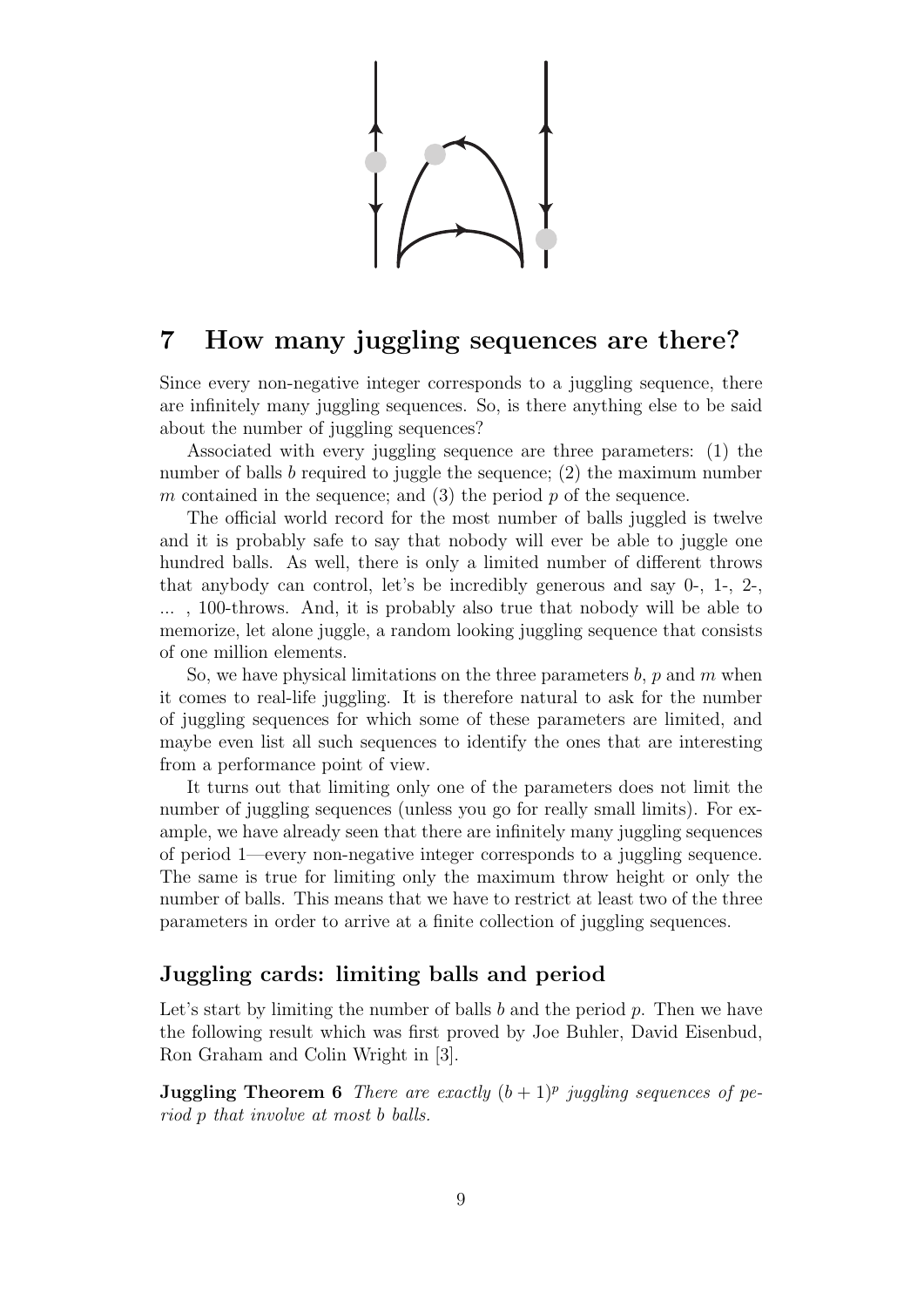## 7 How many juggling sequences are there?

Since every non-negative integer corresponds to a juggling sequence, there are infinitely many juggling sequences. So, is there anything else to be said about the number of juggling sequences?

Associated with every juggling sequence are three parameters: (1) the number of balls $b$ required to juggle the sequence; (2) the maximum number $m$ contained in the sequence; and (3) the period $p$ of the sequence.

The official world record for the most number of balls juggled is twelve and it is probably safe to say that nobody will ever be able to juggle one hundred balls. As well, there is only a limited number of different throws that anybody can control, let's be incredibly generous and say 0-, 1-, 2-, ... , 100-throws. And, it is probably also true that nobody will be able to memorize, let alone juggle, a random looking juggling sequence that consists of one million elements.

So, we have physical limitations on the three parameters $b$, $p$ and $m$ when it comes to real-life juggling. It is therefore natural to ask for the number of juggling sequences for which some of these parameters are limited, and maybe even list all such sequences to identify the ones that are interesting from a performance point of view.

It turns out that limiting only one of the parameters does not limit the number of juggling sequences (unless you go for really small limits). For example, we have already seen that there are infinitely many juggling sequences of period 1—every non-negative integer corresponds to a juggling sequence. The same is true for limiting only the maximum throw height or only the number of balls. This means that we have to restrict at least two of the three parameters in order to arrive at a finite collection of juggling sequences.

### Juggling cards: limiting balls and period

Let's start by limiting the number of balls $b$ and the period $p$. Then we have the following result which was first proved by Joe Buhler, David Eisenbud, Ron Graham and Colin Wright in [3].

**Juggling Theorem 6** *There are exactly $(b+1)^p$ juggling sequences of period $p$ that involve at most $b$ balls.*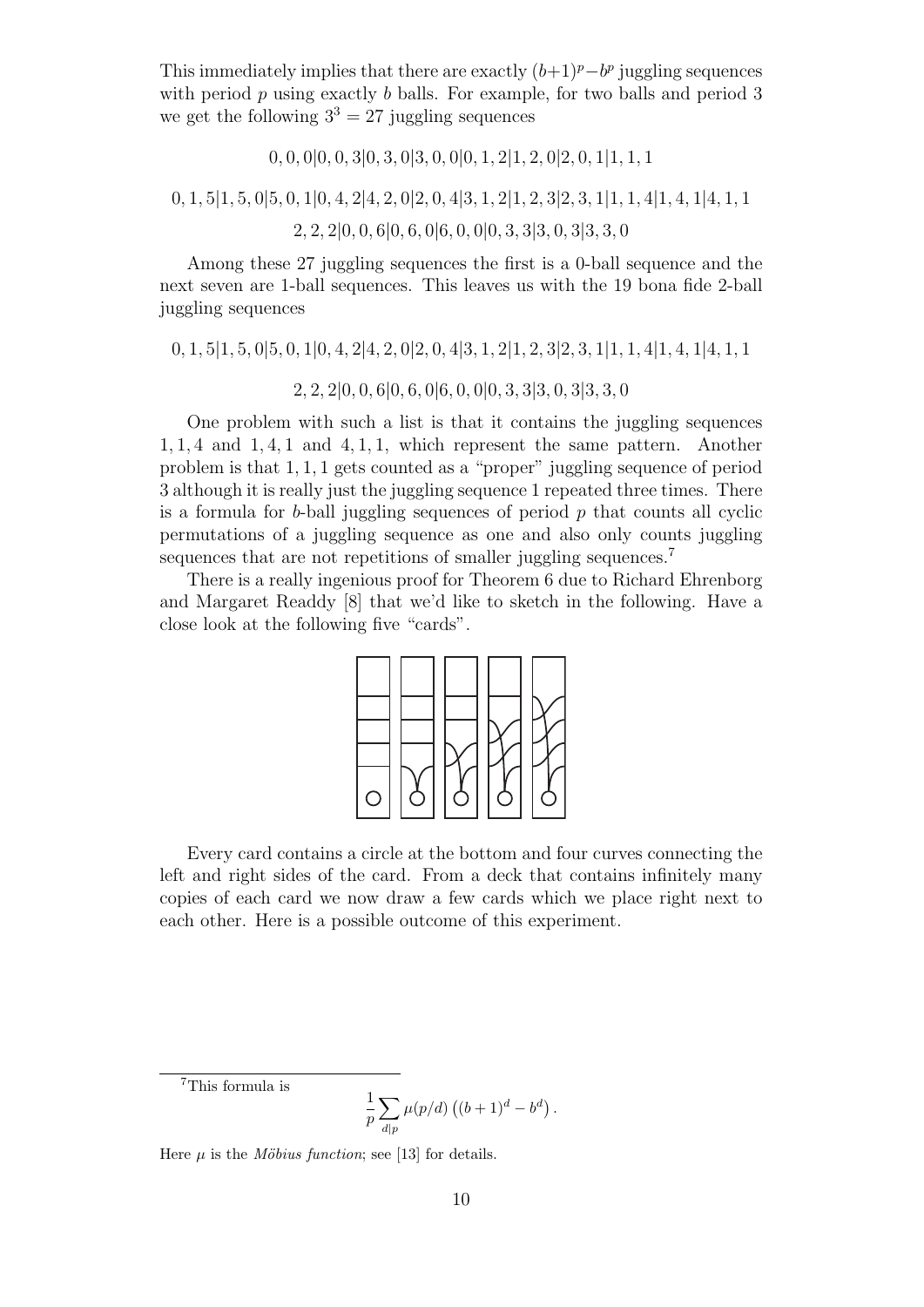This immediately implies that there are exactly $(b+1)^p - b^p$ juggling sequences with period $p$ using exactly $b$ balls. For example, for two balls and period 3 we get the following $3^3 = 27$ juggling sequences

$$0,0,0|0,0,3|0,3,0|3,0,0|0,1,2|1,2,0|2,0,1|1,1,1$$

$$0,1,5|1,5,0|5,0,1|0,4,2|4,2,0|2,0,4|3,1,2|1,2,3|2,3,1|1,1,4|1,4,1|4,1,1$$

$$2,2,2|0,0,6|0,6,0|6,0,0|0,3,3|3,0,3|3,3,0$$

Among these 27 juggling sequences the first is a 0-ball sequence and the next seven are 1-ball sequences. This leaves us with the 19 bona fide 2-ball juggling sequences

$$0,1,5|1,5,0|5,0,1|0,4,2|4,2,0|2,0,4|3,1,2|1,2,3|2,3,1|1,1,4|1,4,1|4,1,1$$

$$2,2,2|0,0,6|0,6,0|6,0,0|0,3,3|3,0,3|3,3,0$$

One problem with such a list is that it contains the juggling sequences $1,1,4$ and $1,4,1$ and $4,1,1$, which represent the same pattern. Another problem is that $1,1,1$ gets counted as a "proper" juggling sequence of period 3 although it is really just the juggling sequence 1 repeated three times. There is a formula for $b$-ball juggling sequences of period $p$ that counts all cyclic permutations of a juggling sequence as one and also only counts juggling sequences that are not repetitions of smaller juggling sequences.[7]

There is a really ingenious proof for Theorem 6 due to Richard Ehrenborg and Margaret Readdy [8] that we'd like to sketch in the following. Have a close look at the following five "cards".

Every card contains a circle at the bottom and four curves connecting the left and right sides of the card. From a deck that contains infinitely many copies of each card we now draw a few cards which we place right next to each other. Here is a possible outcome of this experiment.

[7] This formula is

$$\frac{1}{p}\sum_{d|p}\mu(p/d)\left((b+1)^d - b^d\right).$$

Here $\mu$ is the *Möbius function*; see [13] for details.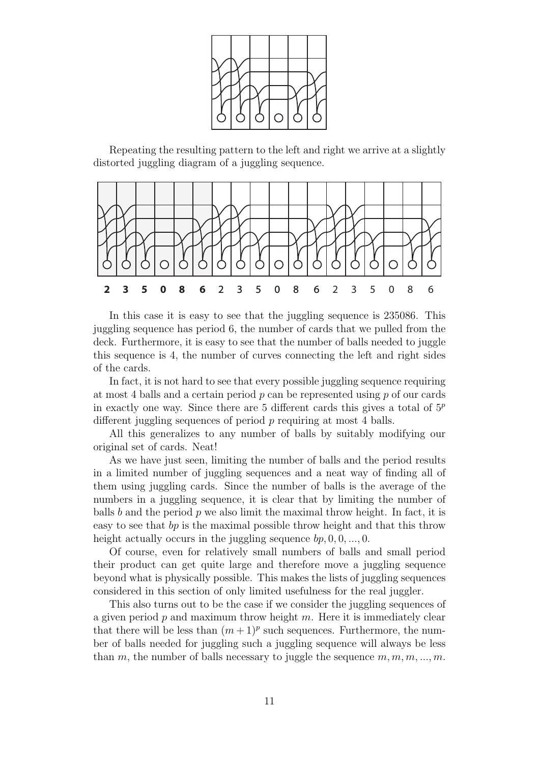Repeating the resulting pattern to the left and right we arrive at a slightly distorted juggling diagram of a juggling sequence.

**2 3 5 0 8 6** 2 3 5 0 8 6 2 3 5 0 8 6

In this case it is easy to see that the juggling sequence is 235086. This juggling sequence has period 6, the number of cards that we pulled from the deck. Furthermore, it is easy to see that the number of balls needed to juggle this sequence is 4, the number of curves connecting the left and right sides of the cards.

In fact, it is not hard to see that every possible juggling sequence requiring at most 4 balls and a certain period $p$ can be represented using $p$ of our cards in exactly one way. Since there are 5 different cards this gives a total of $5^p$ different juggling sequences of period $p$ requiring at most 4 balls.

All this generalizes to any number of balls by suitably modifying our original set of cards. Neat!

As we have just seen, limiting the number of balls and the period results in a limited number of juggling sequences and a neat way of finding all of them using juggling cards. Since the number of balls is the average of the numbers in a juggling sequence, it is clear that by limiting the number of balls $b$ and the period $p$ we also limit the maximal throw height. In fact, it is easy to see that $bp$ is the maximal possible throw height and that this throw height actually occurs in the juggling sequence $bp, 0, 0, ..., 0$.

Of course, even for relatively small numbers of balls and small period their product can get quite large and therefore move a juggling sequence beyond what is physically possible. This makes the lists of juggling sequences considered in this section of only limited usefulness for the real juggler.

This also turns out to be the case if we consider the juggling sequences of a given period $p$ and maximum throw height $m$. Here it is immediately clear that there will be less than $(m+1)^p$ such sequences. Furthermore, the number of balls needed for juggling such a juggling sequence will always be less than $m$, the number of balls necessary to juggle the sequence $m, m, m, ..., m$.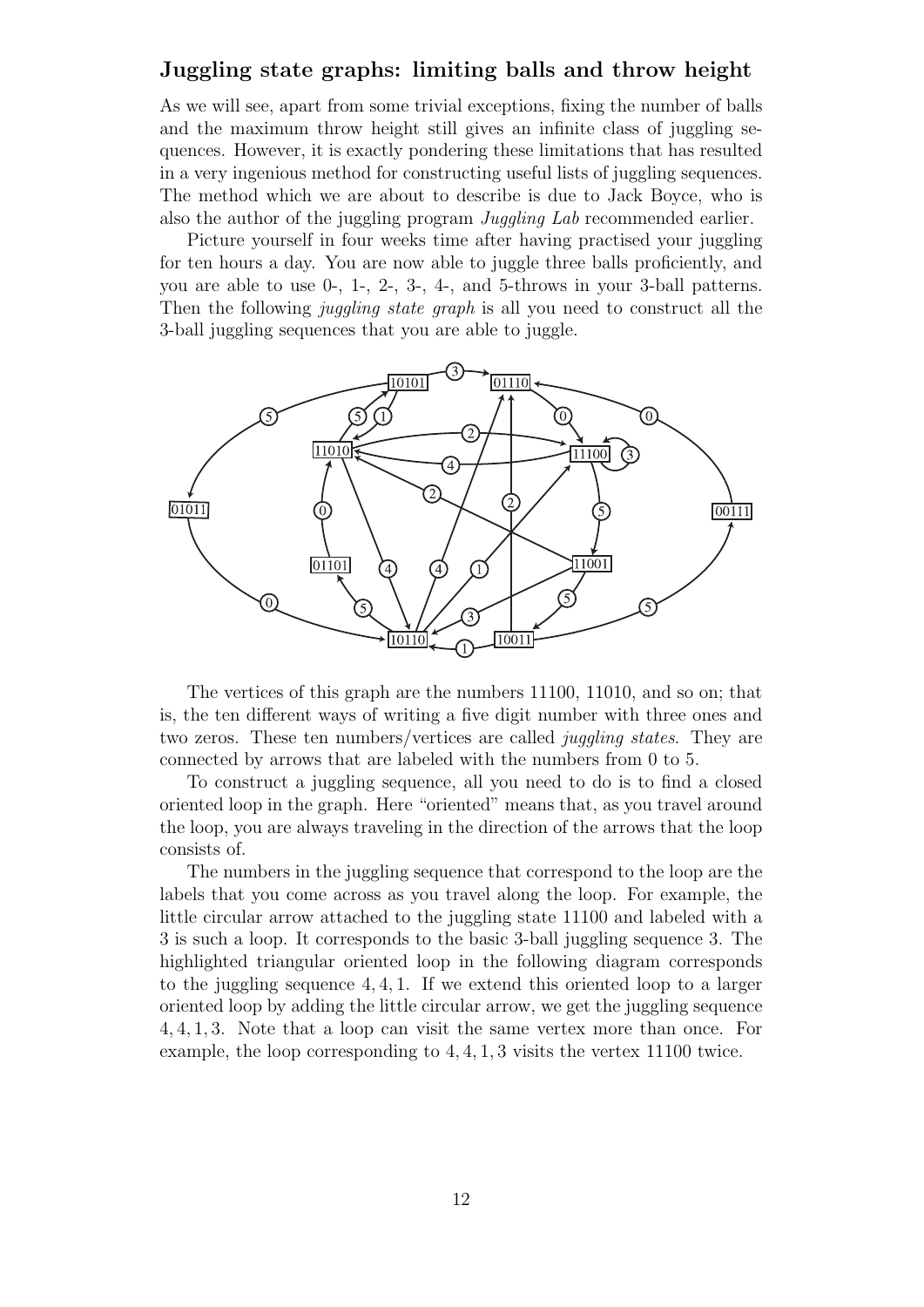## Juggling state graphs: limiting balls and throw height

As we will see, apart from some trivial exceptions, fixing the number of balls and the maximum throw height still gives an infinite class of juggling sequences. However, it is exactly pondering these limitations that has resulted in a very ingenious method for constructing useful lists of juggling sequences. The method which we are about to describe is due to Jack Boyce, who is also the author of the juggling program *Juggling Lab* recommended earlier.

Picture yourself in four weeks time after having practised your juggling for ten hours a day. You are now able to juggle three balls proficiently, and you are able to use 0-, 1-, 2-, 3-, 4-, and 5-throws in your 3-ball patterns. Then the following *juggling state graph* is all you need to construct all the 3-ball juggling sequences that you are able to juggle.

The vertices of this graph are the numbers 11100, 11010, and so on; that is, the ten different ways of writing a five digit number with three ones and two zeros. These ten numbers/vertices are called *juggling states*. They are connected by arrows that are labeled with the numbers from 0 to 5.

To construct a juggling sequence, all you need to do is to find a closed oriented loop in the graph. Here "oriented" means that, as you travel around the loop, you are always traveling in the direction of the arrows that the loop consists of.

The numbers in the juggling sequence that correspond to the loop are the labels that you come across as you travel along the loop. For example, the little circular arrow attached to the juggling state 11100 and labeled with a 3 is such a loop. It corresponds to the basic 3-ball juggling sequence 3. The highlighted triangular oriented loop in the following diagram corresponds to the juggling sequence $4, 4, 1$. If we extend this oriented loop to a larger oriented loop by adding the little circular arrow, we get the juggling sequence $4, 4, 1, 3$. Note that a loop can visit the same vertex more than once. For example, the loop corresponding to $4, 4, 1, 3$ visits the vertex 11100 twice.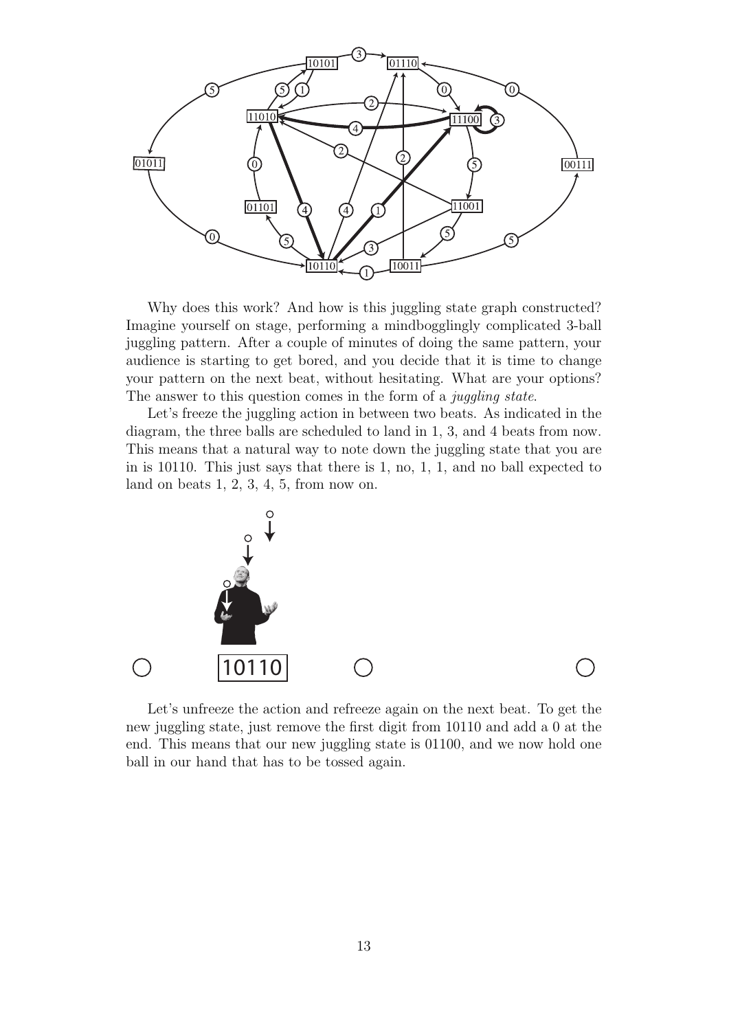Why does this work? And how is this juggling state graph constructed? Imagine yourself on stage, performing a mindbogglingly complicated 3-ball juggling pattern. After a couple of minutes of doing the same pattern, your audience is starting to get bored, and you decide that it is time to change your pattern on the next beat, without hesitating. What are your options? The answer to this question comes in the form of a *juggling state*.

Let's freeze the juggling action in between two beats. As indicated in the diagram, the three balls are scheduled to land in 1, 3, and 4 beats from now. This means that a natural way to note down the juggling state that you are in is 10110. This just says that there is 1, no, 1, 1, and no ball expected to land on beats 1, 2, 3, 4, 5, from now on.

Let's unfreeze the action and refreeze again on the next beat. To get the new juggling state, just remove the first digit from 10110 and add a 0 at the end. This means that our new juggling state is 01100, and we now hold one ball in our hand that has to be tossed again.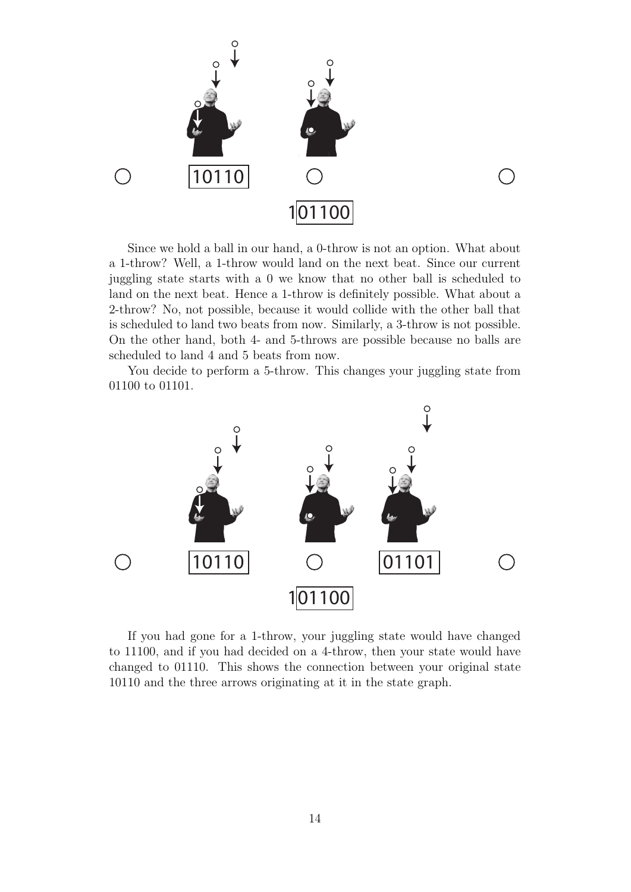Since we hold a ball in our hand, a 0-throw is not an option. What about a 1-throw? Well, a 1-throw would land on the next beat. Since our current juggling state starts with a 0 we know that no other ball is scheduled to land on the next beat. Hence a 1-throw is definitely possible. What about a 2-throw? No, not possible, because it would collide with the other ball that is scheduled to land two beats from now. Similarly, a 3-throw is not possible. On the other hand, both 4- and 5-throws are possible because no balls are scheduled to land 4 and 5 beats from now.

You decide to perform a 5-throw. This changes your juggling state from 01100 to 01101.

If you had gone for a 1-throw, your juggling state would have changed to 11100, and if you had decided on a 4-throw, then your state would have changed to 01110. This shows the connection between your original state 10110 and the three arrows originating at it in the state graph.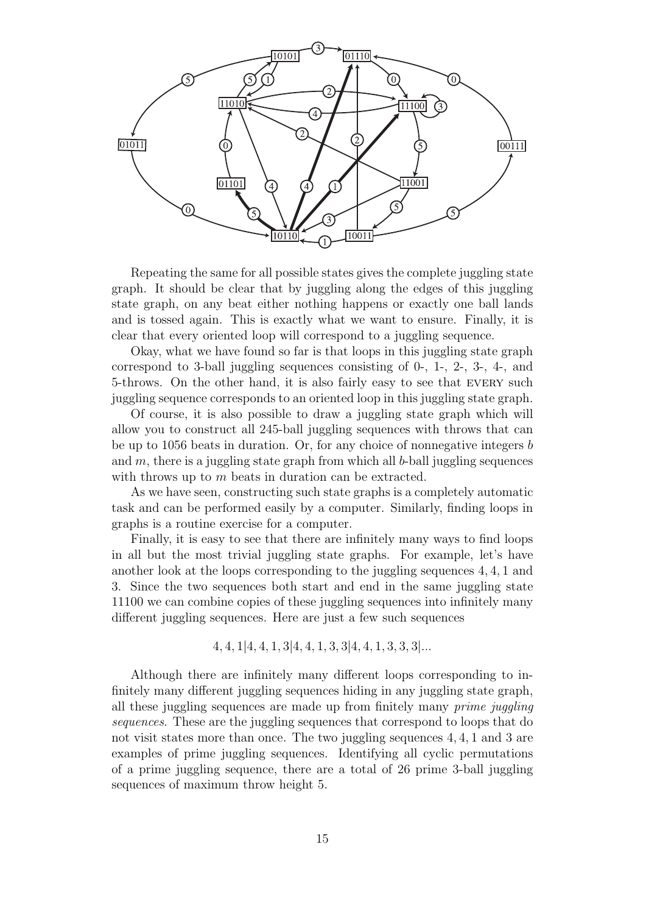Repeating the same for all possible states gives the complete juggling state graph. It should be clear that by juggling along the edges of this juggling state graph, on any beat either nothing happens or exactly one ball lands and is tossed again. This is exactly what we want to ensure. Finally, it is clear that every oriented loop will correspond to a juggling sequence.

Okay, what we have found so far is that loops in this juggling state graph correspond to 3-ball juggling sequences consisting of 0-, 1-, 2-, 3-, 4-, and 5-throws. On the other hand, it is also fairly easy to see that EVERY such juggling sequence corresponds to an oriented loop in this juggling state graph.

Of course, it is also possible to draw a juggling state graph which will allow you to construct all 245-ball juggling sequences with throws that can be up to 1056 beats in duration. Or, for any choice of nonnegative integers $b$ and $m$, there is a juggling state graph from which all $b$-ball juggling sequences with throws up to $m$ beats in duration can be extracted.

As we have seen, constructing such state graphs is a completely automatic task and can be performed easily by a computer. Similarly, finding loops in graphs is a routine exercise for a computer.

Finally, it is easy to see that there are infinitely many ways to find loops in all but the most trivial juggling state graphs. For example, let's have another look at the loops corresponding to the juggling sequences 4, 4, 1 and 3. Since the two sequences both start and end in the same juggling state 11100 we can combine copies of these juggling sequences into infinitely many different juggling sequences. Here are just a few such sequences

$$4, 4, 1|4, 4, 1, 3|4, 4, 1, 3, 3|4, 4, 1, 3, 3, 3|...$$

Although there are infinitely many different loops corresponding to infinitely many different juggling sequences hiding in any juggling state graph, all these juggling sequences are made up from finitely many *prime juggling sequences*. These are the juggling sequences that correspond to loops that do not visit states more than once. The two juggling sequences 4, 4, 1 and 3 are examples of prime juggling sequences. Identifying all cyclic permutations of a prime juggling sequence, there are a total of 26 prime 3-ball juggling sequences of maximum throw height 5.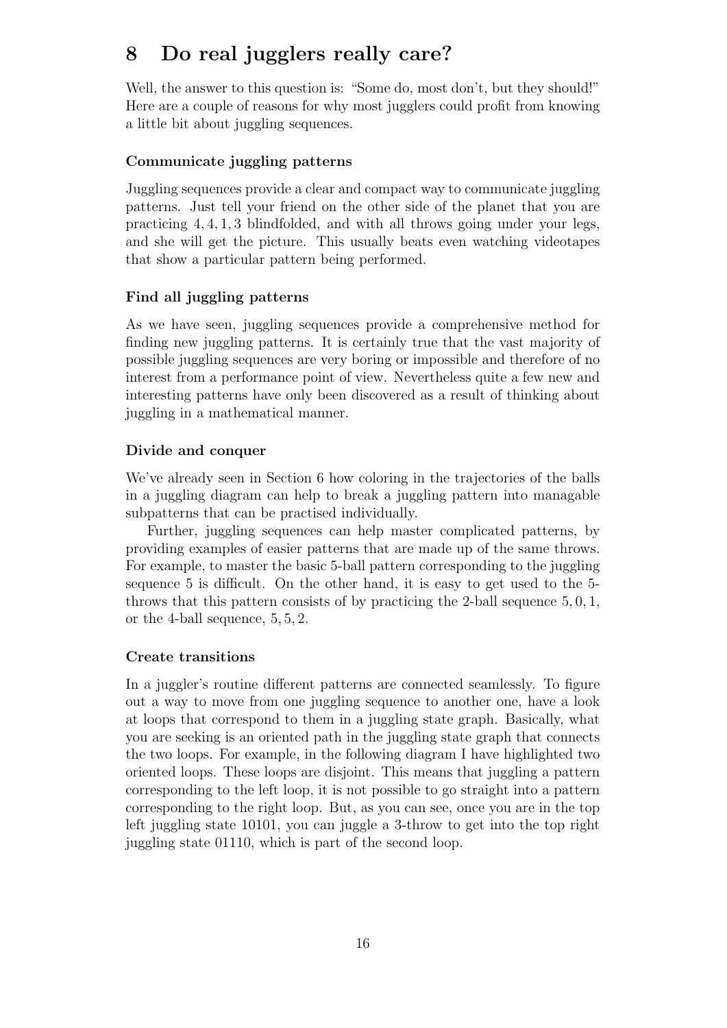# 8 Do real jugglers really care?

Well, the answer to this question is: "Some do, most don't, but they should!" Here are a couple of reasons for why most jugglers could profit from knowing a little bit about juggling sequences.

### Communicate juggling patterns

Juggling sequences provide a clear and compact way to communicate juggling patterns. Just tell your friend on the other side of the planet that you are practicing $4, 4, 1, 3$ blindfolded, and with all throws going under your legs, and she will get the picture. This usually beats even watching videotapes that show a particular pattern being performed.

### Find all juggling patterns

As we have seen, juggling sequences provide a comprehensive method for finding new juggling patterns. It is certainly true that the vast majority of possible juggling sequences are very boring or impossible and therefore of no interest from a performance point of view. Nevertheless quite a few new and interesting patterns have only been discovered as a result of thinking about juggling in a mathematical manner.

### Divide and conquer

We've already seen in Section 6 how coloring in the trajectories of the balls in a juggling diagram can help to break a juggling pattern into managable subpatterns that can be practised individually.

Further, juggling sequences can help master complicated patterns, by providing examples of easier patterns that are made up of the same throws. For example, to master the basic 5-ball pattern corresponding to the juggling sequence 5 is difficult. On the other hand, it is easy to get used to the 5-throws that this pattern consists of by practicing the 2-ball sequence $5, 0, 1$, or the 4-ball sequence, $5, 5, 2$.

### Create transitions

In a juggler's routine different patterns are connected seamlessly. To figure out a way to move from one juggling sequence to another one, have a look at loops that correspond to them in a juggling state graph. Basically, what you are seeking is an oriented path in the juggling state graph that connects the two loops. For example, in the following diagram I have highlighted two oriented loops. These loops are disjoint. This means that juggling a pattern corresponding to the left loop, it is not possible to go straight into a pattern corresponding to the right loop. But, as you can see, once you are in the top left juggling state 10101, you can juggle a 3-throw to get into the top right juggling state 01110, which is part of the second loop.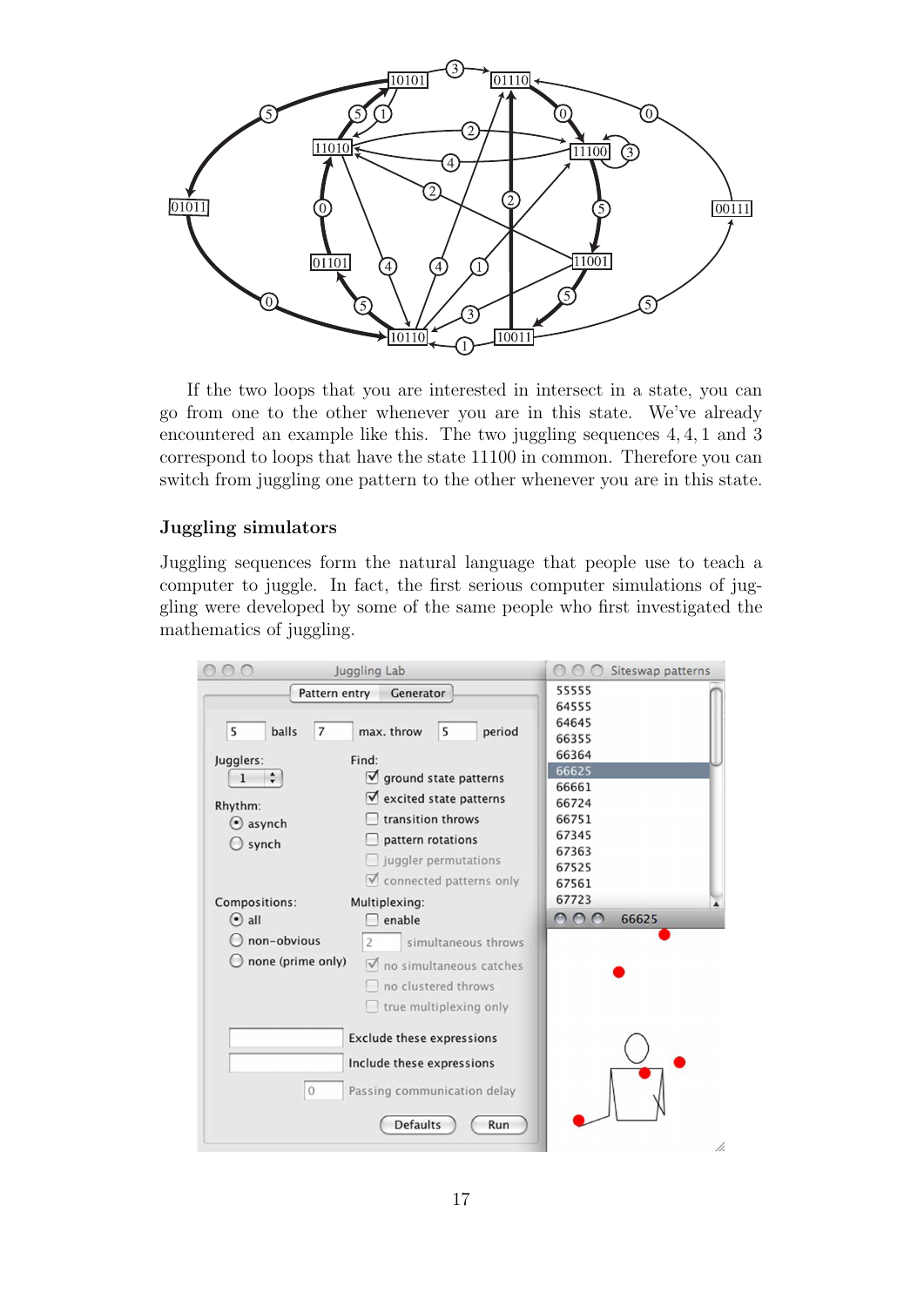If the two loops that you are interested in intersect in a state, you can go from one to the other whenever you are in this state. We've already encountered an example like this. The two juggling sequences 4, 4, 1 and 3 correspond to loops that have the state 11100 in common. Therefore you can switch from juggling one pattern to the other whenever you are in this state.

### Juggling simulators

Juggling sequences form the natural language that people use to teach a computer to juggle. In fact, the first serious computer simulations of juggling were developed by some of the same people who first investigated the mathematics of juggling.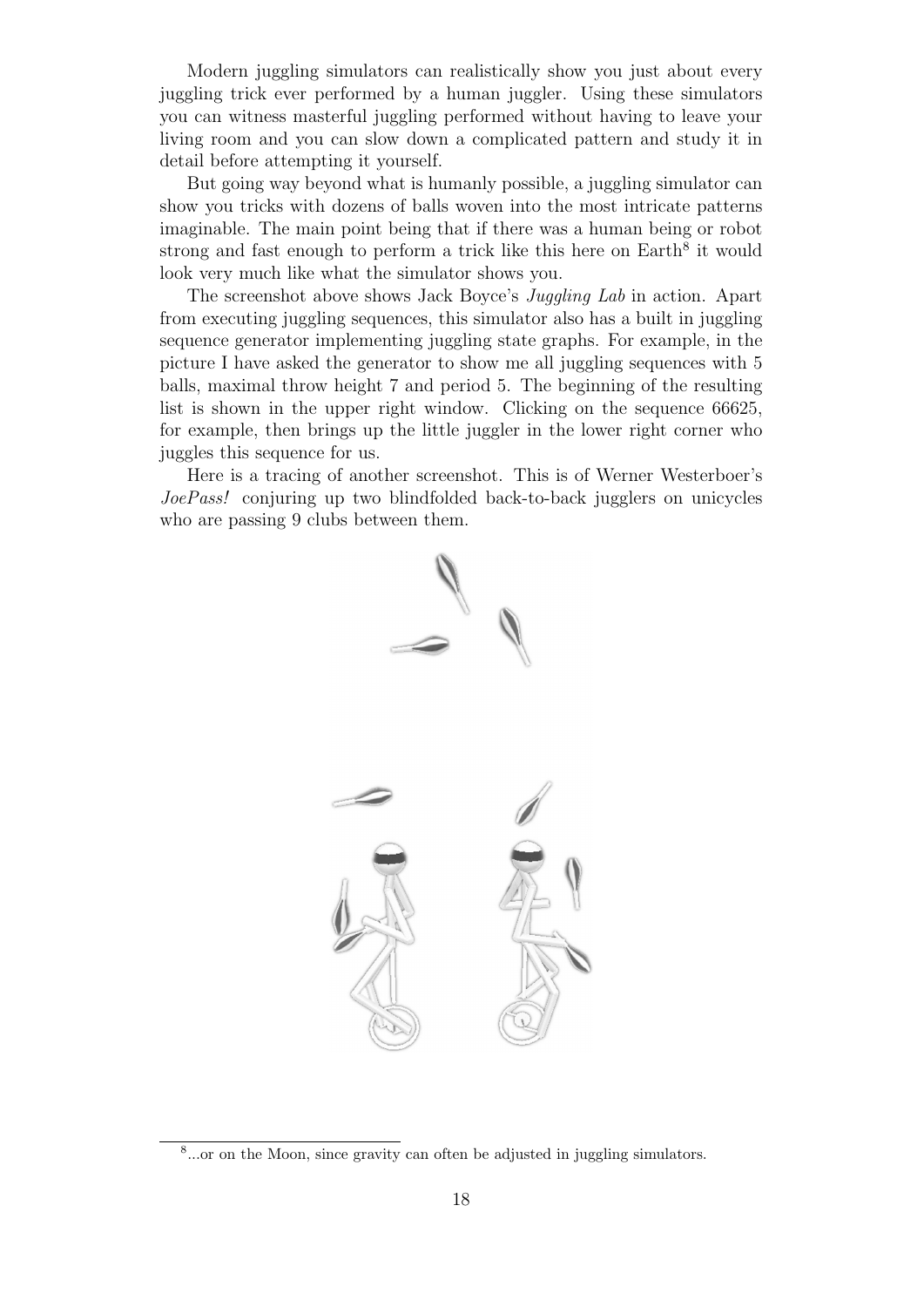Modern juggling simulators can realistically show you just about every juggling trick ever performed by a human juggler. Using these simulators you can witness masterful juggling performed without having to leave your living room and you can slow down a complicated pattern and study it in detail before attempting it yourself.

But going way beyond what is humanly possible, a juggling simulator can show you tricks with dozens of balls woven into the most intricate patterns imaginable. The main point being that if there was a human being or robot strong and fast enough to perform a trick like this here on Earth[8] it would look very much like what the simulator shows you.

The screenshot above shows Jack Boyce's *Juggling Lab* in action. Apart from executing juggling sequences, this simulator also has a built in juggling sequence generator implementing juggling state graphs. For example, in the picture I have asked the generator to show me all juggling sequences with 5 balls, maximal throw height 7 and period 5. The beginning of the resulting list is shown in the upper right window. Clicking on the sequence 66625, for example, then brings up the little juggler in the lower right corner who juggles this sequence for us.

Here is a tracing of another screenshot. This is of Werner Westerboer's *JoePass!* conjuring up two blindfolded back-to-back jugglers on unicycles who are passing 9 clubs between them.

[8] ...or on the Moon, since gravity can often be adjusted in juggling simulators.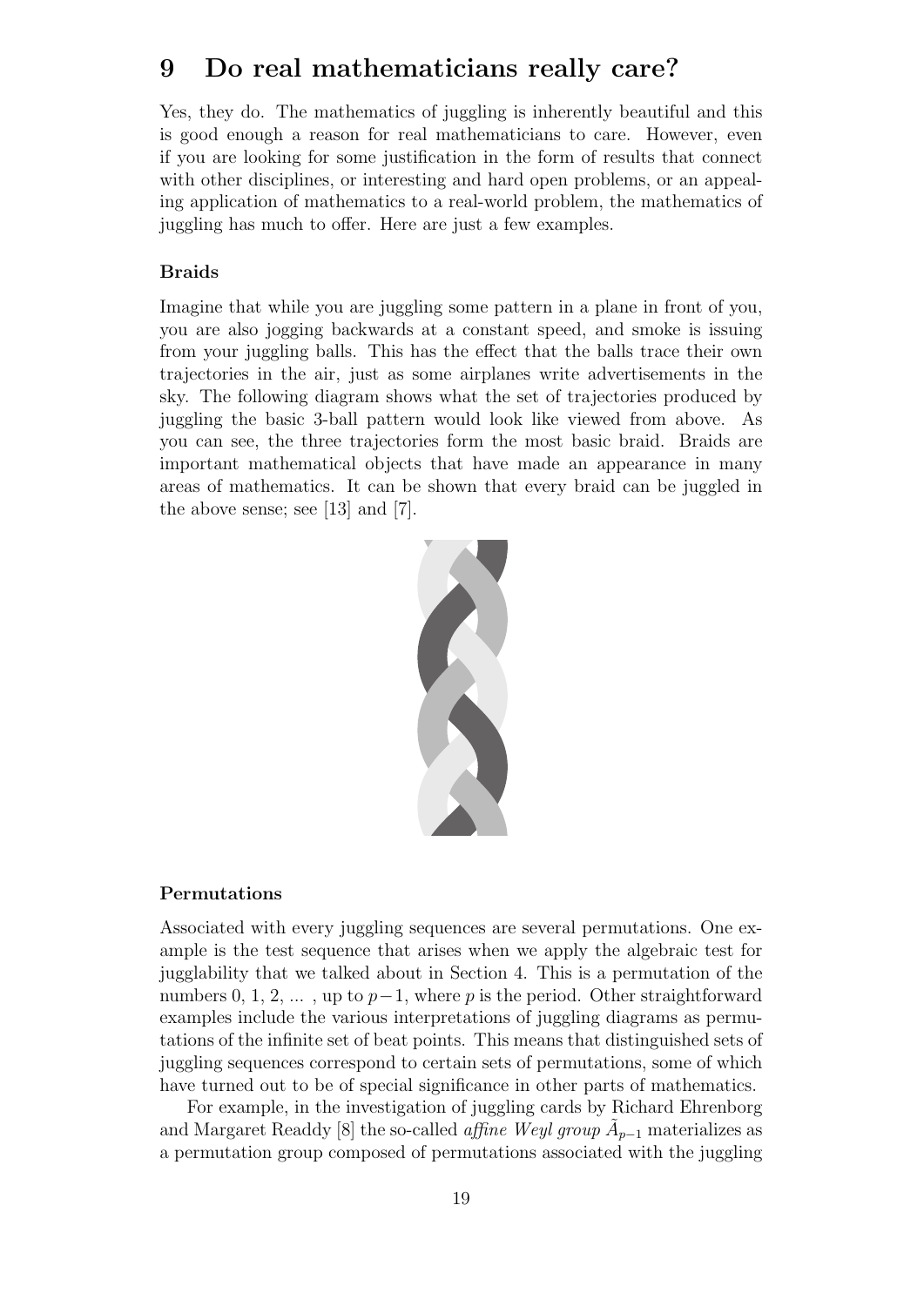# 9 Do real mathematicians really care?

Yes, they do. The mathematics of juggling is inherently beautiful and this is good enough a reason for real mathematicians to care. However, even if you are looking for some justification in the form of results that connect with other disciplines, or interesting and hard open problems, or an appealing application of mathematics to a real-world problem, the mathematics of juggling has much to offer. Here are just a few examples.

**Braids**

Imagine that while you are juggling some pattern in a plane in front of you, you are also jogging backwards at a constant speed, and smoke is issuing from your juggling balls. This has the effect that the balls trace their own trajectories in the air, just as some airplanes write advertisements in the sky. The following diagram shows what the set of trajectories produced by juggling the basic 3-ball pattern would look like viewed from above. As you can see, the three trajectories form the most basic braid. Braids are important mathematical objects that have made an appearance in many areas of mathematics. It can be shown that every braid can be juggled in the above sense; see [13] and [7].

**Permutations**

Associated with every juggling sequences are several permutations. One example is the test sequence that arises when we apply the algebraic test for jugglability that we talked about in Section 4. This is a permutation of the numbers 0, 1, 2, ... , up to $p-1$, where $p$ is the period. Other straightforward examples include the various interpretations of juggling diagrams as permutations of the infinite set of beat points. This means that distinguished sets of juggling sequences correspond to certain sets of permutations, some of which have turned out to be of special significance in other parts of mathematics.

For example, in the investigation of juggling cards by Richard Ehrenborg and Margaret Readdy [8] the so-called *affine Weyl group* $\tilde{A}_{p-1}$ materializes as a permutation group composed of permutations associated with the juggling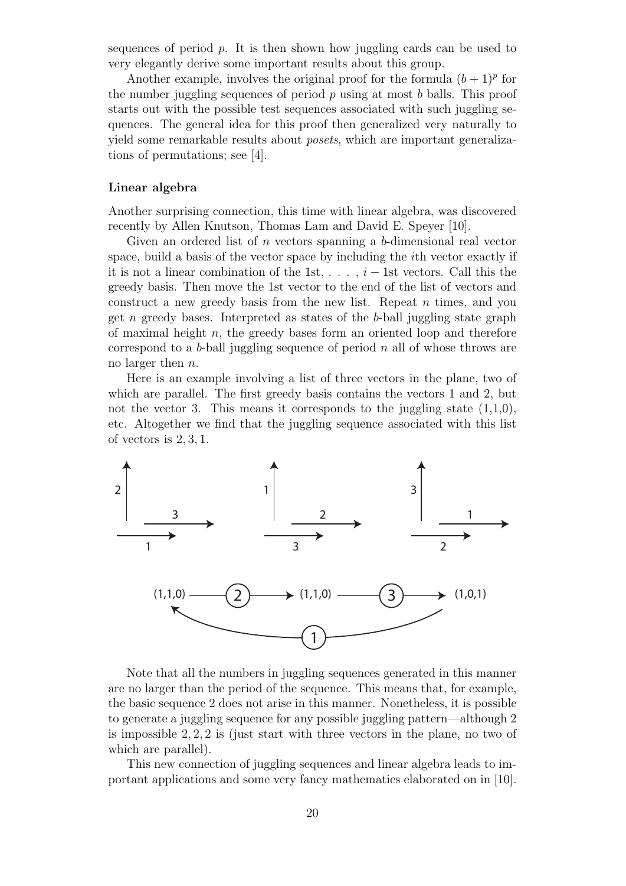sequences of period $p$. It is then shown how juggling cards can be used to very elegantly derive some important results about this group.

Another example, involves the original proof for the formula $(b+1)^p$ for the number juggling sequences of period $p$ using at most $b$ balls. This proof starts out with the possible test sequences associated with such juggling sequences. The general idea for this proof then generalized very naturally to yield some remarkable results about *posets*, which are important generalizations of permutations; see [4].

### Linear algebra

Another surprising connection, this time with linear algebra, was discovered recently by Allen Knutson, Thomas Lam and David E. Speyer [10].

Given an ordered list of $n$ vectors spanning a $b$-dimensional real vector space, build a basis of the vector space by including the $i$th vector exactly if it is not a linear combination of the 1st, . . . , $i-1$st vectors. Call this the greedy basis. Then move the 1st vector to the end of the list of vectors and construct a new greedy basis from the new list. Repeat $n$ times, and you get $n$ greedy bases. Interpreted as states of the $b$-ball juggling state graph of maximal height $n$, the greedy bases form an oriented loop and therefore correspond to a $b$-ball juggling sequence of period $n$ all of whose throws are no larger then $n$.

Here is an example involving a list of three vectors in the plane, two of which are parallel. The first greedy basis contains the vectors 1 and 2, but not the vector 3. This means it corresponds to the juggling state (1,1,0), etc. Altogether we find that the juggling sequence associated with this list of vectors is 2, 3, 1.

Note that all the numbers in juggling sequences generated in this manner are no larger than the period of the sequence. This means that, for example, the basic sequence 2 does not arise in this manner. Nonetheless, it is possible to generate a juggling sequence for any possible juggling pattern—although 2 is impossible 2, 2, 2 is (just start with three vectors in the plane, no two of which are parallel).

This new connection of juggling sequences and linear algebra leads to important applications and some very fancy mathematics elaborated on in [10].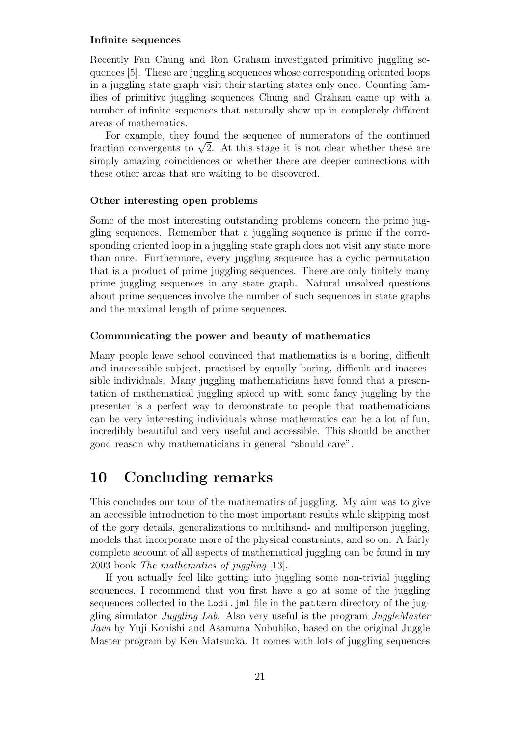#### Infinite sequences

Recently Fan Chung and Ron Graham investigated primitive juggling sequences [5]. These are juggling sequences whose corresponding oriented loops in a juggling state graph visit their starting states only once. Counting families of primitive juggling sequences Chung and Graham came up with a number of infinite sequences that naturally show up in completely different areas of mathematics.

For example, they found the sequence of numerators of the continued fraction convergents to $\sqrt{2}$. At this stage it is not clear whether these are simply amazing coincidences or whether there are deeper connections with these other areas that are waiting to be discovered.

#### Other interesting open problems

Some of the most interesting outstanding problems concern the prime juggling sequences. Remember that a juggling sequence is prime if the corresponding oriented loop in a juggling state graph does not visit any state more than once. Furthermore, every juggling sequence has a cyclic permutation that is a product of prime juggling sequences. There are only finitely many prime juggling sequences in any state graph. Natural unsolved questions about prime sequences involve the number of such sequences in state graphs and the maximal length of prime sequences.

#### Communicating the power and beauty of mathematics

Many people leave school convinced that mathematics is a boring, difficult and inaccessible subject, practised by equally boring, difficult and inaccessible individuals. Many juggling mathematicians have found that a presentation of mathematical juggling spiced up with some fancy juggling by the presenter is a perfect way to demonstrate to people that mathematicians can be very interesting individuals whose mathematics can be a lot of fun, incredibly beautiful and very useful and accessible. This should be another good reason why mathematicians in general "should care".

# 10 Concluding remarks

This concludes our tour of the mathematics of juggling. My aim was to give an accessible introduction to the most important results while skipping most of the gory details, generalizations to multihand- and multiperson juggling, models that incorporate more of the physical constraints, and so on. A fairly complete account of all aspects of mathematical juggling can be found in my 2003 book *The mathematics of juggling* [13].

If you actually feel like getting into juggling some non-trivial juggling sequences, I recommend that you first have a go at some of the juggling sequences collected in the `Lodi.jml` file in the `pattern` directory of the juggling simulator *Juggling Lab*. Also very useful is the program *JuggleMaster Java* by Yuji Konishi and Asanuma Nobuhiko, based on the original Juggle Master program by Ken Matsuoka. It comes with lots of juggling sequences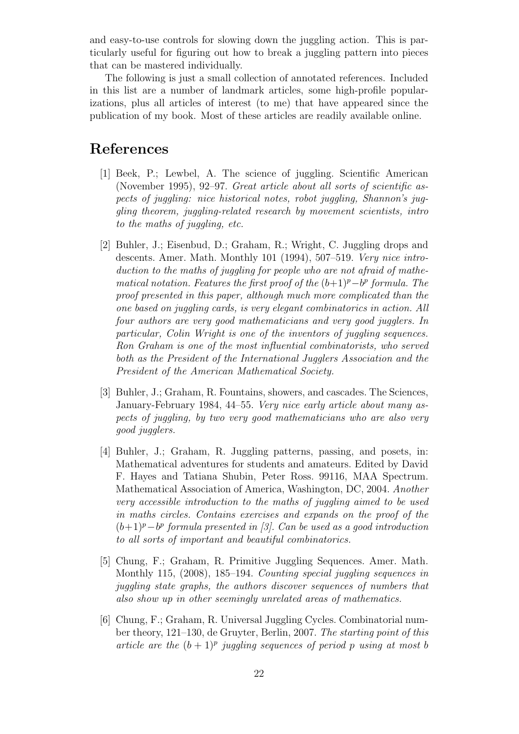and easy-to-use controls for slowing down the juggling action. This is particularly useful for figuring out how to break a juggling pattern into pieces that can be mastered individually.

The following is just a small collection of annotated references. Included in this list are a number of landmark articles, some high-profile popularizations, plus all articles of interest (to me) that have appeared since the publication of my book. Most of these articles are readily available online.

# References

[1] Beek, P.; Lewbel, A. The science of juggling. Scientific American (November 1995), 92–97. *Great article about all sorts of scientific aspects of juggling: nice historical notes, robot juggling, Shannon's juggling theorem, juggling-related research by movement scientists, intro to the maths of juggling, etc.*

[2] Buhler, J.; Eisenbud, D.; Graham, R.; Wright, C. Juggling drops and descents. Amer. Math. Monthly 101 (1994), 507–519. *Very nice introduction to the maths of juggling for people who are not afraid of mathematical notation. Features the first proof of the* $(b+1)^p - b^p$ *formula. The proof presented in this paper, although much more complicated than the one based on juggling cards, is very elegant combinatorics in action. All four authors are very good mathematicians and very good jugglers. In particular, Colin Wright is one of the inventors of juggling sequences. Ron Graham is one of the most influential combinatorists, who served both as the President of the International Jugglers Association and the President of the American Mathematical Society.*

[3] Buhler, J.; Graham, R. Fountains, showers, and cascades. The Sciences, January-February 1984, 44–55. *Very nice early article about many aspects of juggling, by two very good mathematicians who are also very good jugglers.*

[4] Buhler, J.; Graham, R. Juggling patterns, passing, and posets, in: Mathematical adventures for students and amateurs. Edited by David F. Hayes and Tatiana Shubin, Peter Ross. 99116, MAA Spectrum. Mathematical Association of America, Washington, DC, 2004. *Another very accessible introduction to the maths of juggling aimed to be used in maths circles. Contains exercises and expands on the proof of the* $(b+1)^p - b^p$ *formula presented in [3]. Can be used as a good introduction to all sorts of important and beautiful combinatorics.*

[5] Chung, F.; Graham, R. Primitive Juggling Sequences. Amer. Math. Monthly 115, (2008), 185–194. *Counting special juggling sequences in juggling state graphs, the authors discover sequences of numbers that also show up in other seemingly unrelated areas of mathematics.*

[6] Chung, F.; Graham, R. Universal Juggling Cycles. Combinatorial number theory, 121–130, de Gruyter, Berlin, 2007. *The starting point of this article are the* $(b+1)^p$ *juggling sequences of period* $p$ *using at most* $b$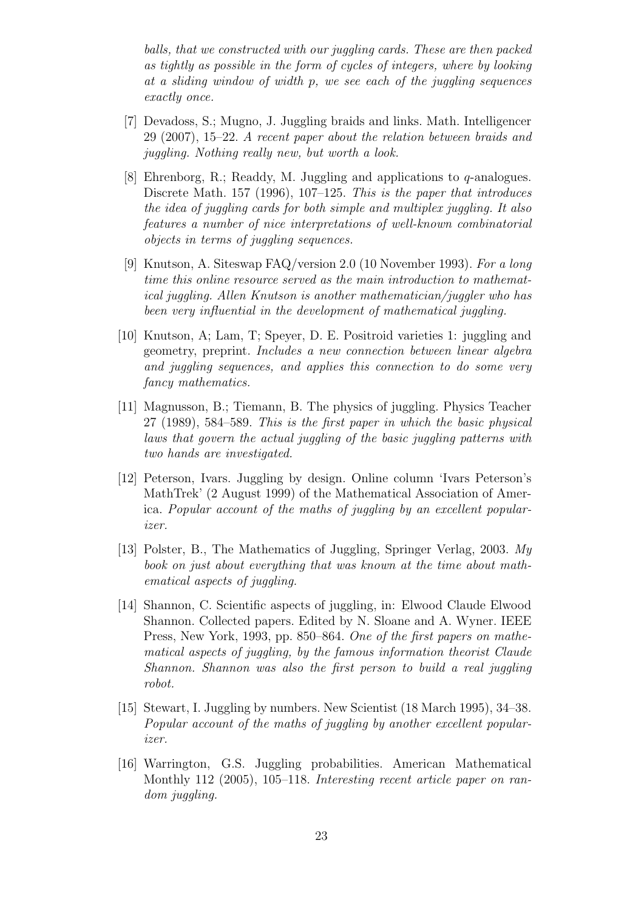*balls, that we constructed with our juggling cards. These are then packed as tightly as possible in the form of cycles of integers, where by looking at a sliding window of width p, we see each of the juggling sequences exactly once.*

[7] Devadoss, S.; Mugno, J. Juggling braids and links. Math. Intelligencer 29 (2007), 15–22. *A recent paper about the relation between braids and juggling. Nothing really new, but worth a look.*

[8] Ehrenborg, R.; Readdy, M. Juggling and applications to $q$-analogues. Discrete Math. 157 (1996), 107–125. *This is the paper that introduces the idea of juggling cards for both simple and multiplex juggling. It also features a number of nice interpretations of well-known combinatorial objects in terms of juggling sequences.*

[9] Knutson, A. Siteswap FAQ/version 2.0 (10 November 1993). *For a long time this online resource served as the main introduction to mathematical juggling. Allen Knutson is another mathematician/juggler who has been very influential in the development of mathematical juggling.*

[10] Knutson, A; Lam, T; Speyer, D. E. Positroid varieties 1: juggling and geometry, preprint. *Includes a new connection between linear algebra and juggling sequences, and applies this connection to do some very fancy mathematics.*

[11] Magnusson, B.; Tiemann, B. The physics of juggling. Physics Teacher 27 (1989), 584–589. *This is the first paper in which the basic physical laws that govern the actual juggling of the basic juggling patterns with two hands are investigated.*

[12] Peterson, Ivars. Juggling by design. Online column 'Ivars Peterson's MathTrek' (2 August 1999) of the Mathematical Association of America. *Popular account of the maths of juggling by an excellent popularizer.*

[13] Polster, B., The Mathematics of Juggling, Springer Verlag, 2003. *My book on just about everything that was known at the time about mathematical aspects of juggling.*

[14] Shannon, C. Scientific aspects of juggling, in: Elwood Claude Elwood Shannon. Collected papers. Edited by N. Sloane and A. Wyner. IEEE Press, New York, 1993, pp. 850–864. *One of the first papers on mathematical aspects of juggling, by the famous information theorist Claude Shannon. Shannon was also the first person to build a real juggling robot.*

[15] Stewart, I. Juggling by numbers. New Scientist (18 March 1995), 34–38. *Popular account of the maths of juggling by another excellent popularizer.*

[16] Warrington, G.S. Juggling probabilities. American Mathematical Monthly 112 (2005), 105–118. *Interesting recent article paper on random juggling.*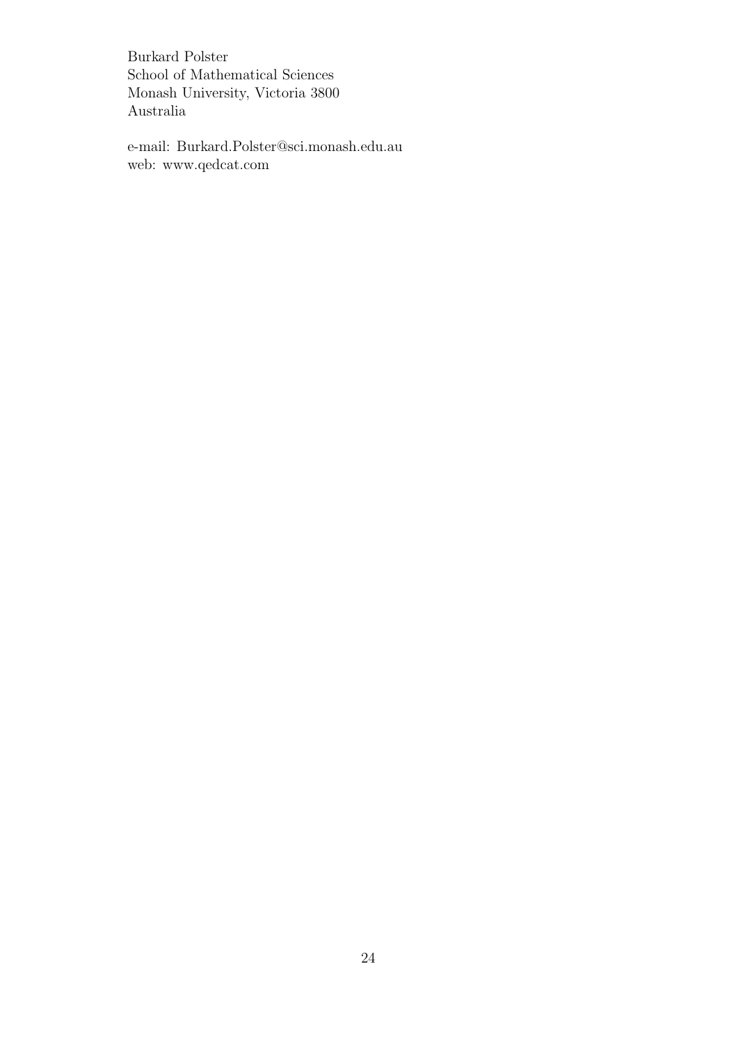Burkard Polster
School of Mathematical Sciences
Monash University, Victoria 3800
Australia

e-mail: Burkard.Polster@sci.monash.edu.au
web: www.qedcat.com